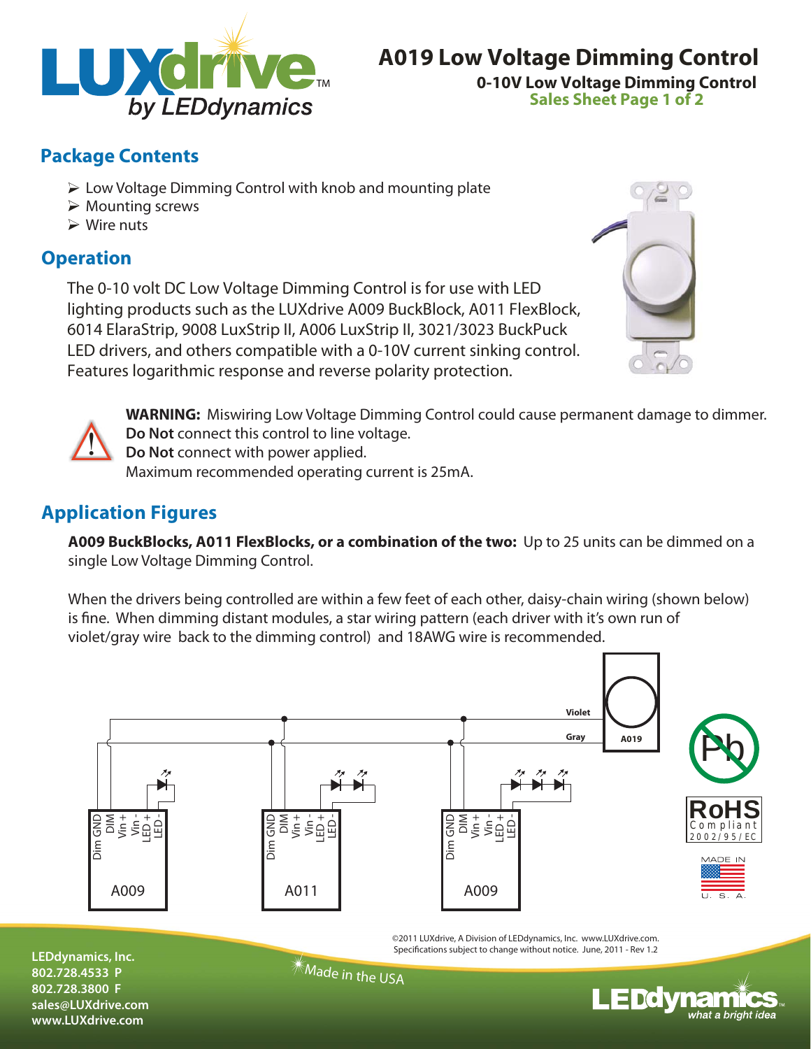# A019 Low Voltage Dimming Control

**0-10V Low Voltage Dimming Control**

## Package Contents

- Low Voltage Dimming Control with knob and mounting plate
- Mounting screws
- Wire nuts

## Operation

The 0-10 volt DC Low Voltage Dimming Control is for use with LED lighting products such as the LUXdrive A009 BuckBlock, A011 FlexBlock, 6014 ElaraStrip, 9008 LuxStrip II, A006 LuxStrip II, 3021/3023 BuckPuck LED drivers, and others compatible with a 0-10V current sinking control. Features logarithmic response and reverse polarity protection.

**WARNING:** Miswiring Low Voltage Dimming Control could cause permanent damage to dimmer.
**Do Not** connect this control to line voltage.
**Do Not** connect with power applied.
Maximum recommended operating current is 25mA.

## Application Figures

**A009 BuckBlocks, A011 FlexBlocks, or a combination of the two:** Up to 25 units can be dimmed on a single Low Voltage Dimming Control.

When the drivers being controlled are within a few feet of each other, daisy-chain wiring (shown below) is fine. When dimming distant modules, a star wiring pattern (each driver with it's own run of violet/gray wire back to the dimming control) and 18AWG wire is recommended.

©2011 LUXdrive, A Division of LEDdynamics, Inc. www.LUXdrive.com.
Specifications subject to change without notice. June, 2011 - Rev 1.2

LEDdynamics, Inc.
802.728.4533 P
802.728.3800 F
sales@LUXdrive.com
www.LUXdrive.com

Made in the USA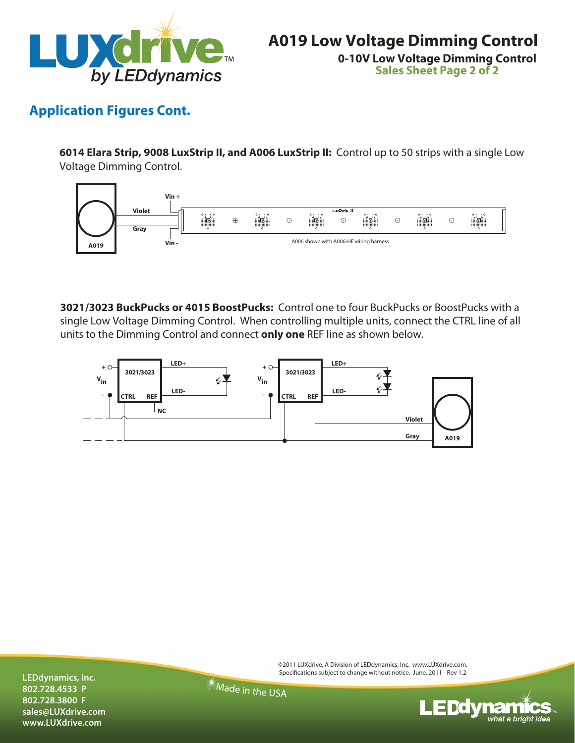# A019 Low Voltage Dimming Control

**0-10V Low Voltage Dimming Control**

**Sales Sheet Page 2 of 2**

## Application Figures Cont.

**6014 Elara Strip, 9008 LuxStrip II, and A006 LuxStrip II:** Control up to 50 strips with a single Low Voltage Dimming Control.

Vin +

Violet

Gray

Vin -

A019

LuxStrip II

A006 shown with A006-HE wiring harness

**3021/3023 BuckPucks or 4015 BoostPucks:** Control one to four BuckPucks or BoostPucks with a single Low Voltage Dimming Control. When controlling multiple units, connect the CTRL line of all units to the Dimming Control and connect **only one** REF line as shown below.

+

$V_{in}$

-

3021/3023

CTRL REF

NC

LED+

LED-

Violet

Gray

A019

©2011 LUXdrive, A Division of LEDdynamics, Inc. www.LUXdrive.com.
Specifications subject to change without notice. June, 2011 - Rev 1.2

**LEDdynamics, Inc.**
**802.728.4533 P**
**802.728.3800 F**
**sales@LUXdrive.com**
**www.LUXdrive.com**

Made in the USA